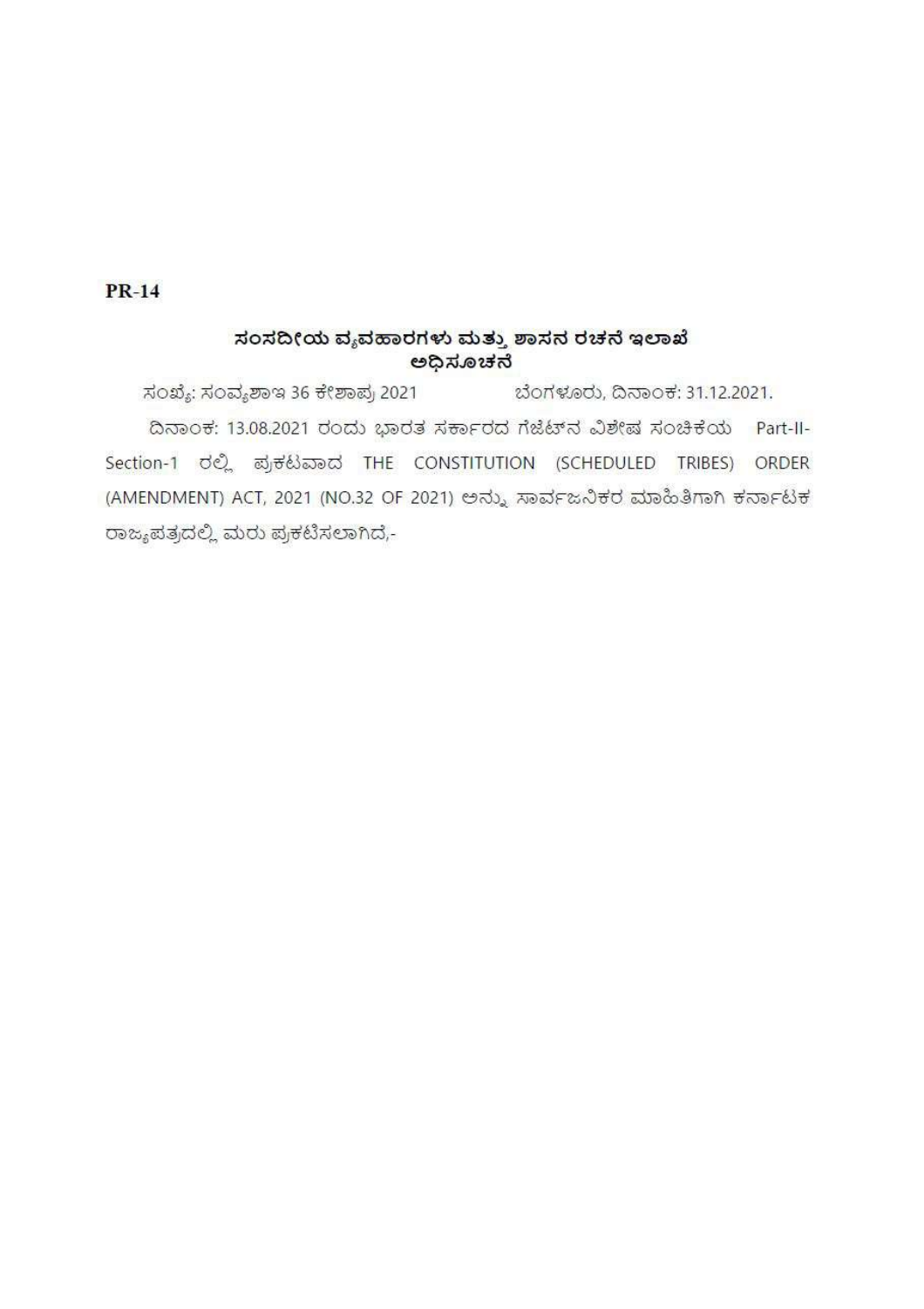**PR-14**

## ಸಂಸದೀಯ ವ್ಯವಹಾರಗಳು ಮತ್ತು ಶಾಸನ ರಚನೆ ಇಲಾಖೆ
## ಅಧಿಸೂಚನೆ

ಸಂಖ್ಯೆ: ಸಂವ್ಯಶಾಇ 36 ಕೇಶಾಪ್ರ 2021 ಬೆಂಗಳೂರು, ದಿನಾಂಕ: 31.12.2021.

ದಿನಾಂಕ: 13.08.2021 ರಂದು ಭಾರತ ಸರ್ಕಾರದ ಗೆಜೆಟ್‌ನ ವಿಶೇಷ ಸಂಚಿಕೆಯ Part-II-Section-1 ರಲ್ಲಿ ಪ್ರಕಟವಾದ THE CONSTITUTION (SCHEDULED TRIBES) ORDER (AMENDMENT) ACT, 2021 (NO.32 OF 2021) ಅನ್ನು ಸಾರ್ವಜನಿಕರ ಮಾಹಿತಿಗಾಗಿ ಕರ್ನಾಟಕ ರಾಜ್ಯಪತ್ರದಲ್ಲಿ ಮರು ಪ್ರಕಟಿಸಲಾಗಿದೆ,-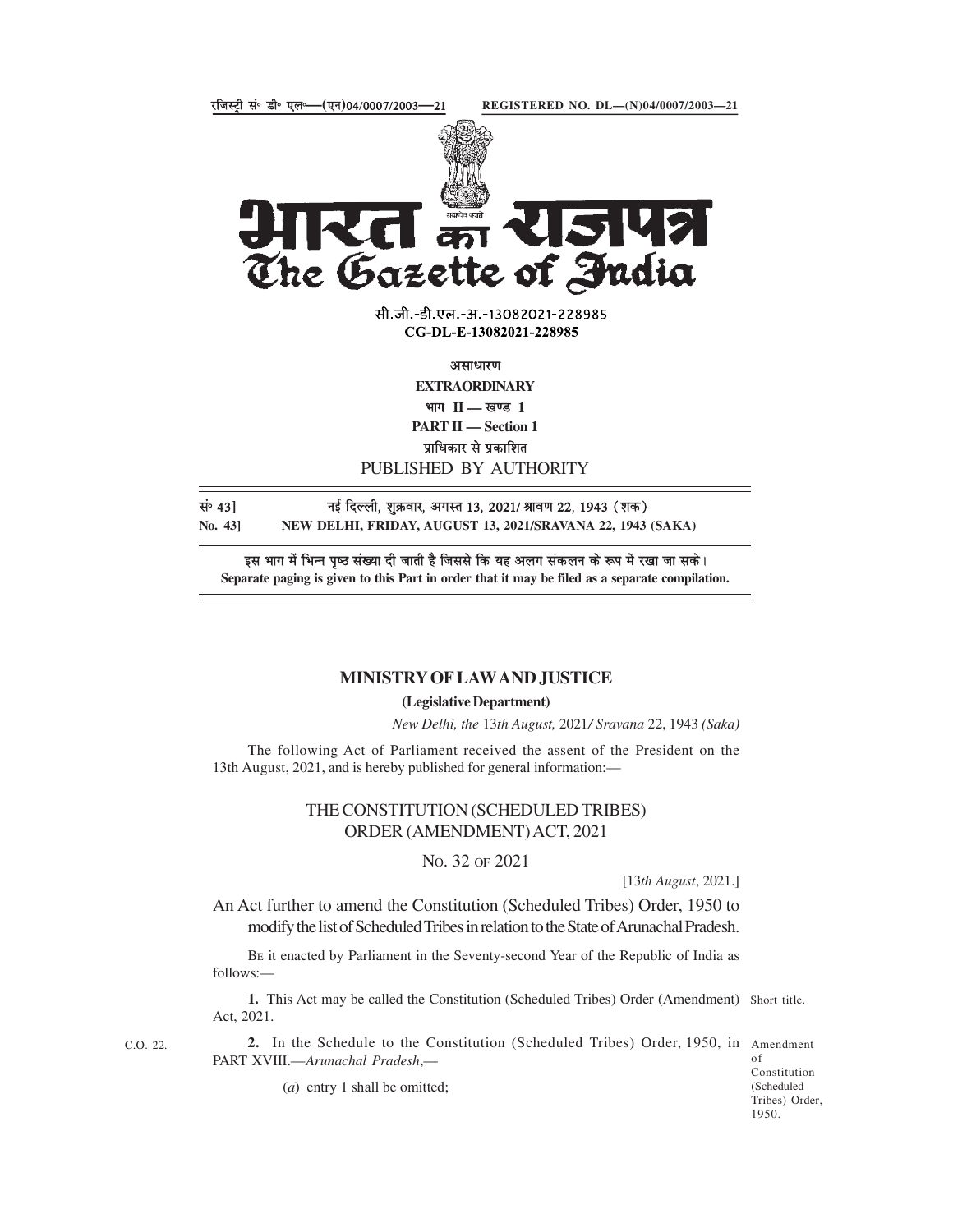रजिस्ट्री सं॰ डी॰ एल॰—(एन)04/0007/2003—21 REGISTERED NO. DL—(N)04/0007/2003—21

# भारत का राजपत्र
# The Gazette of India

सी.जी.-डी.एल.-अ.-13082021-228985
**CG-DL-E-13082021-228985**

असाधारण
**EXTRAORDINARY**
भाग II — खण्ड 1
**PART II — Section 1**
प्राधिकार से प्रकाशित
PUBLISHED BY AUTHORITY

सं॰ 43] नई दिल्ली, शुक्रवार, अगस्त 13, 2021/ श्रावण 22, 1943 (शक)
**No. 43] NEW DELHI, FRIDAY, AUGUST 13, 2021/SRAVANA 22, 1943 (SAKA)**

इस भाग में भिन्न पृष्ठ संख्या दी जाती है जिससे कि यह अलग संकलन के रूप में रखा जा सके।
**Separate paging is given to this Part in order that it may be filed as a separate compilation.**

## MINISTRY OF LAW AND JUSTICE

**(Legislative Department)**

*New Delhi, the* 13*th August,* 2021*/ Sravana* 22, 1943 *(Saka)*

The following Act of Parliament received the assent of the President on the 13th August, 2021, and is hereby published for general information:—

## THE CONSTITUTION (SCHEDULED TRIBES) ORDER (AMENDMENT) ACT, 2021

No. 32 of 2021

[13*th August*, 2021.]

An Act further to amend the Constitution (Scheduled Tribes) Order, 1950 to modify the list of Scheduled Tribes in relation to the State of Arunachal Pradesh.

Be it enacted by Parliament in the Seventy-second Year of the Republic of India as follows:—

Short title.

**1.** This Act may be called the Constitution (Scheduled Tribes) Order (Amendment) Act, 2021.

C.O. 22.

Amendment of Constitution (Scheduled Tribes) Order, 1950.

**2.** In the Schedule to the Constitution (Scheduled Tribes) Order, 1950, in PART XVIII.—*Arunachal Pradesh*,—

(*a*) entry 1 shall be omitted;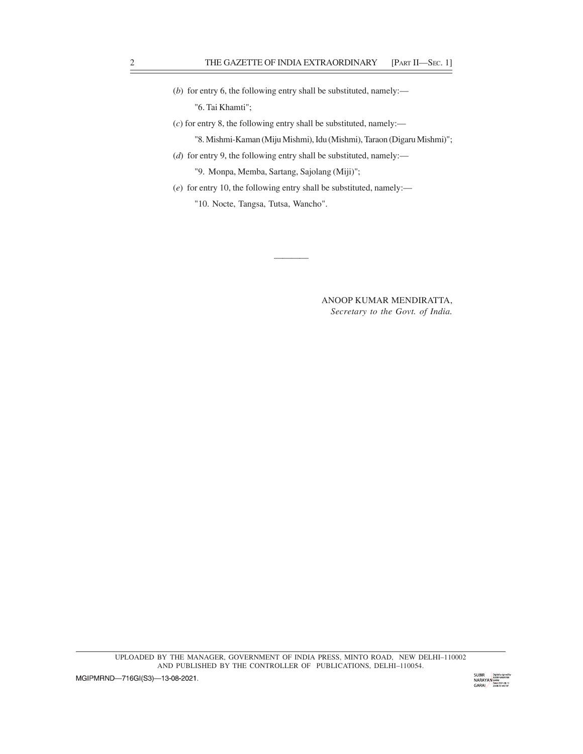(*b*) for entry 6, the following entry shall be substituted, namely:—

"6. Tai Khamti";

(*c*) for entry 8, the following entry shall be substituted, namely:—

"8. Mishmi-Kaman (Miju Mishmi), Idu (Mishmi), Taraon (Digaru Mishmi)";

(*d*) for entry 9, the following entry shall be substituted, namely:—

"9. Monpa, Memba, Sartang, Sajolang (Miji)";

(*e*) for entry 10, the following entry shall be substituted, namely:—

"10. Nocte, Tangsa, Tutsa, Wancho".

————

ANOOP KUMAR MENDIRATTA,
*Secretary to the Govt. of India.*

UPLOADED BY THE MANAGER, GOVERNMENT OF INDIA PRESS, MINTO ROAD, NEW DELHI–110002
AND PUBLISHED BY THE CONTROLLER OF PUBLICATIONS, DELHI–110054.

MGIPMRND—716GI(S3)—13-08-2021.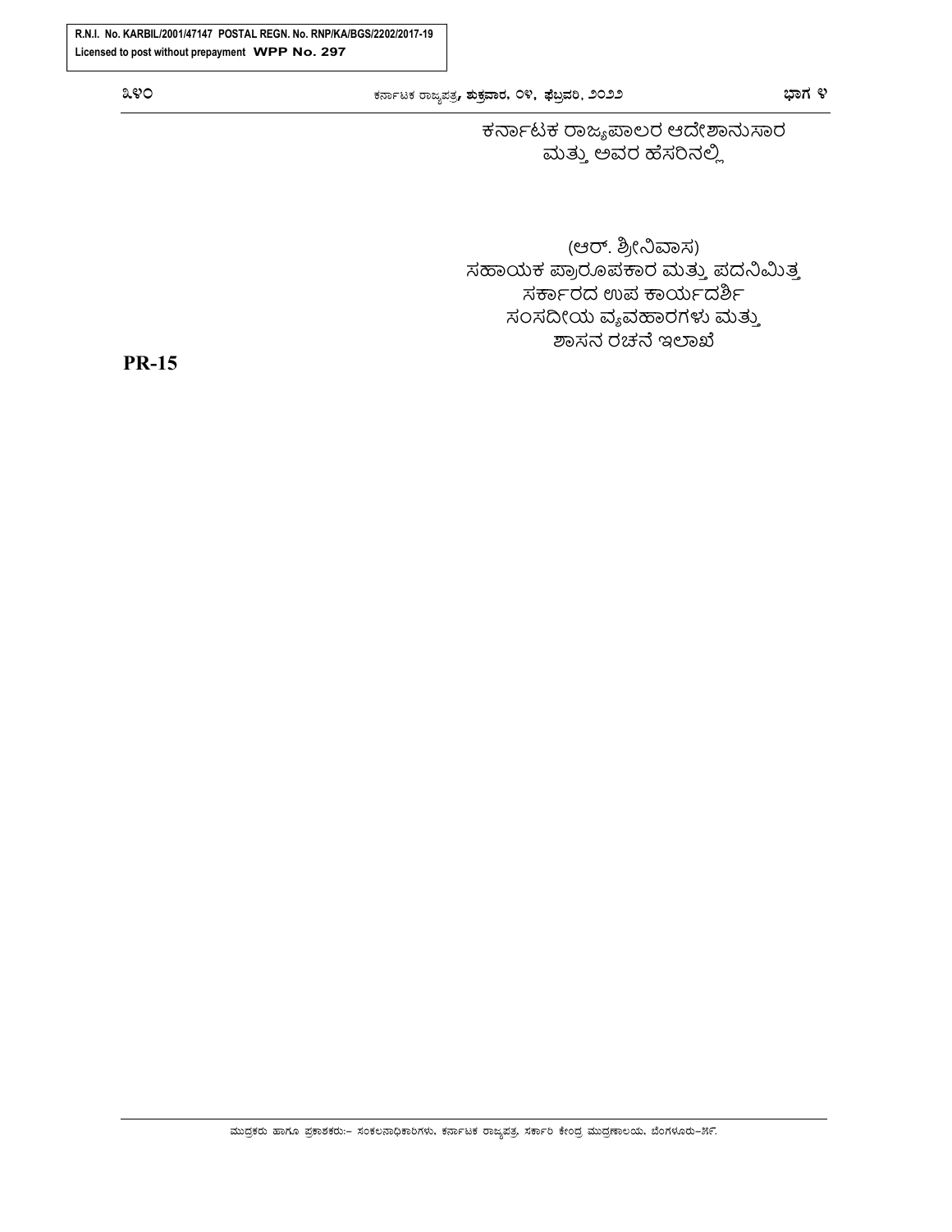R.N.I. No. KARBIL/2001/47147 POSTAL REGN. No. RNP/KA/BGS/2202/2017-19
Licensed to post without prepayment **WPP No. 297**

ಕರ್ನಾಟಕ ರಾಜ್ಯಪಾಲರ ಆದೇಶಾನುಸಾರ
ಮತ್ತು ಅವರ ಹೆಸರಿನಲ್ಲಿ

(ಆರ್. ಶ್ರೀನಿವಾಸ)
ಸಹಾಯಕ ಪ್ರಾರೂಪಕಾರ ಮತ್ತು ಪದನಿಮಿತ್ತ
ಸರ್ಕಾರದ ಉಪ ಕಾರ್ಯದರ್ಶಿ
ಸಂಸದೀಯ ವ್ಯವಹಾರಗಳು ಮತ್ತು
ಶಾಸನ ರಚನೆ ಇಲಾಖೆ

**PR-15**

ಮುದ್ರಕರು ಹಾಗೂ ಪ್ರಕಾಶಕರು:– ಸಂಕಲನಾಧಿಕಾರಿಗಳು, ಕರ್ನಾಟಕ ರಾಜ್ಯಪತ್ರ, ಸರ್ಕಾರಿ ಕೇಂದ್ರ ಮುದ್ರಣಾಲಯ, ಬೆಂಗಳೂರು–೫೯.